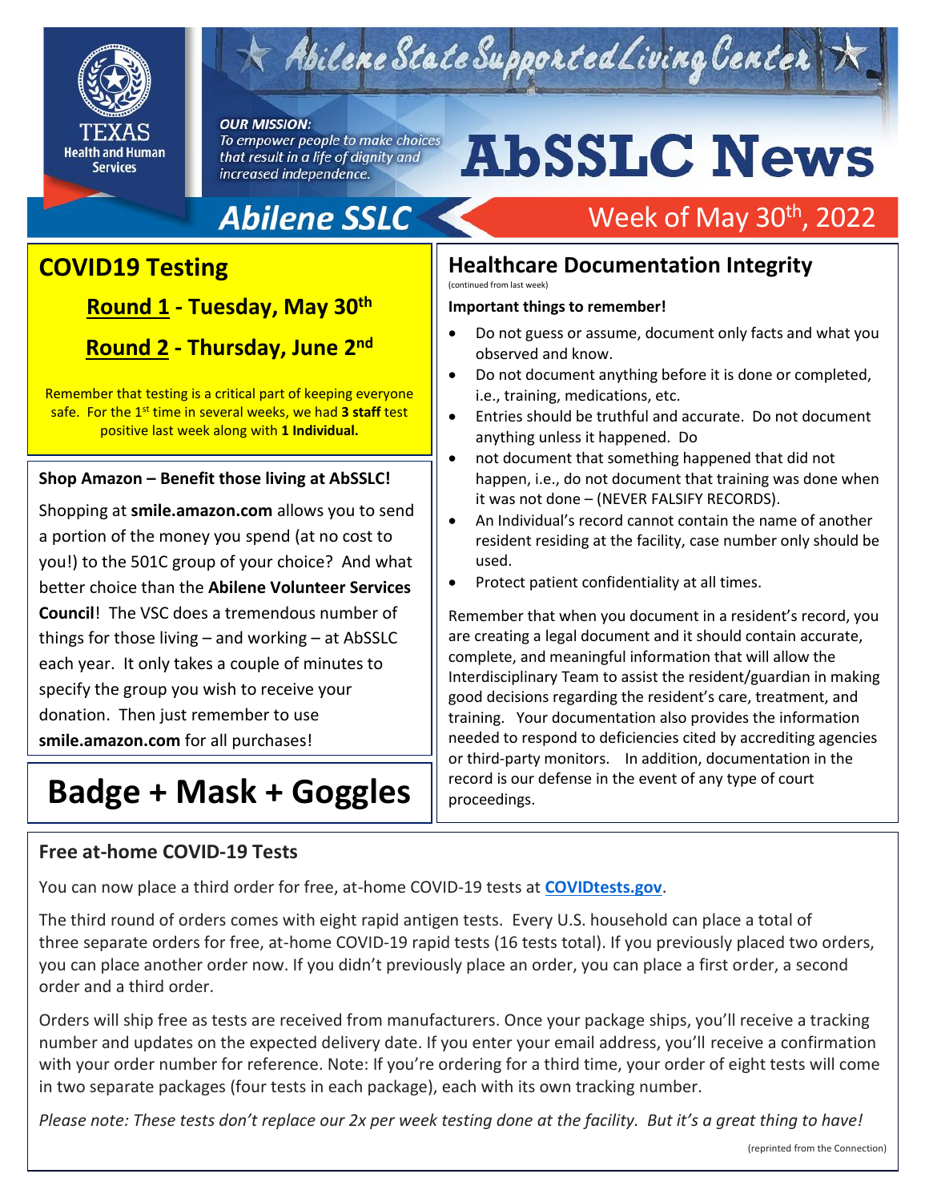Abilene State Supported Living Center

TEXAS Health and Human Services

***OUR MISSION:***
*To empower people to make choices that result in a life of dignity and increased independence.*

# AbSSLC News

**Abilene SSLC** — Week of May 30th, 2022

## COVID19 Testing

**Round 1 - Tuesday, May 30th**

**Round 2 - Thursday, June 2nd**

Remember that testing is a critical part of keeping everyone safe. For the 1st time in several weeks, we had **3 staff** test positive last week along with **1 Individual.**

**Shop Amazon – Benefit those living at AbSSLC!**

Shopping at **smile.amazon.com** allows you to send a portion of the money you spend (at no cost to you!) to the 501C group of your choice? And what better choice than the **Abilene Volunteer Services Council**! The VSC does a tremendous number of things for those living – and working – at AbSSLC each year. It only takes a couple of minutes to specify the group you wish to receive your donation. Then just remember to use **smile.amazon.com** for all purchases!

# Badge + Mask + Goggles

## Healthcare Documentation Integrity

(continued from last week)

**Important things to remember!**

- Do not guess or assume, document only facts and what you observed and know.
- Do not document anything before it is done or completed, i.e., training, medications, etc.
- Entries should be truthful and accurate. Do not document anything unless it happened. Do
- not document that something happened that did not happen, i.e., do not document that training was done when it was not done – (NEVER FALSIFY RECORDS).
- An Individual's record cannot contain the name of another resident residing at the facility, case number only should be used.
- Protect patient confidentiality at all times.

Remember that when you document in a resident's record, you are creating a legal document and it should contain accurate, complete, and meaningful information that will allow the Interdisciplinary Team to assist the resident/guardian in making good decisions regarding the resident's care, treatment, and training. Your documentation also provides the information needed to respond to deficiencies cited by accrediting agencies or third-party monitors. In addition, documentation in the record is our defense in the event of any type of court proceedings.

## Free at-home COVID-19 Tests

You can now place a third order for free, at-home COVID-19 tests at **COVIDtests.gov**.

The third round of orders comes with eight rapid antigen tests. Every U.S. household can place a total of three separate orders for free, at-home COVID-19 rapid tests (16 tests total). If you previously placed two orders, you can place another order now. If you didn't previously place an order, you can place a first order, a second order and a third order.

Orders will ship free as tests are received from manufacturers. Once your package ships, you'll receive a tracking number and updates on the expected delivery date. If you enter your email address, you'll receive a confirmation with your order number for reference. Note: If you're ordering for a third time, your order of eight tests will come in two separate packages (four tests in each package), each with its own tracking number.

*Please note: These tests don't replace our 2x per week testing done at the facility. But it's a great thing to have!*

(reprinted from the Connection)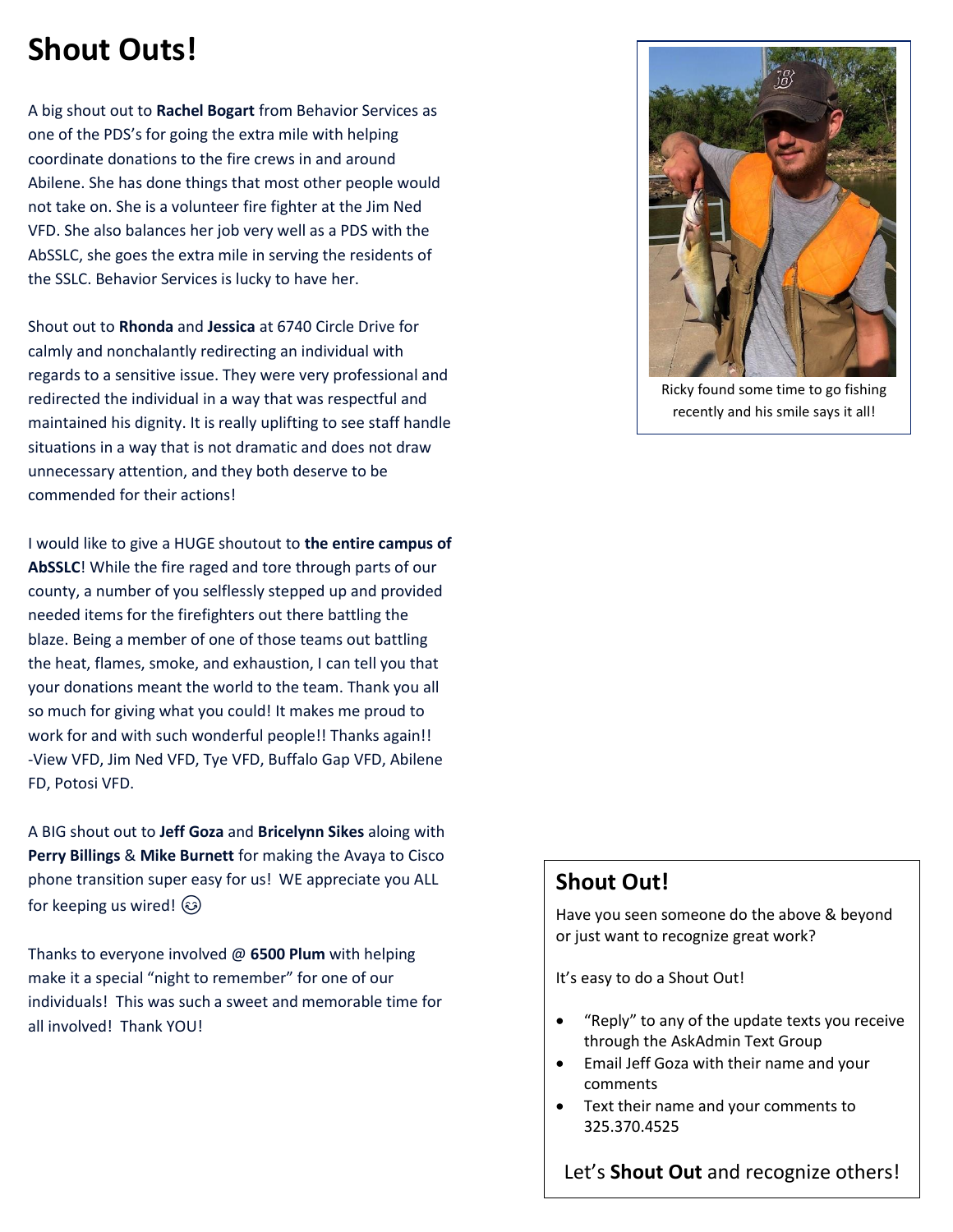# Shout Outs!

A big shout out to **Rachel Bogart** from Behavior Services as one of the PDS's for going the extra mile with helping coordinate donations to the fire crews in and around Abilene. She has done things that most other people would not take on. She is a volunteer fire fighter at the Jim Ned VFD. She also balances her job very well as a PDS with the AbSSLC, she goes the extra mile in serving the residents of the SSLC. Behavior Services is lucky to have her.

Shout out to **Rhonda** and **Jessica** at 6740 Circle Drive for calmly and nonchalantly redirecting an individual with regards to a sensitive issue. They were very professional and redirected the individual in a way that was respectful and maintained his dignity. It is really uplifting to see staff handle situations in a way that is not dramatic and does not draw unnecessary attention, and they both deserve to be commended for their actions!

I would like to give a HUGE shoutout to **the entire campus of AbSSLC**! While the fire raged and tore through parts of our county, a number of you selflessly stepped up and provided needed items for the firefighters out there battling the blaze. Being a member of one of those teams out battling the heat, flames, smoke, and exhaustion, I can tell you that your donations meant the world to the team. Thank you all so much for giving what you could! It makes me proud to work for and with such wonderful people!! Thanks again!! -View VFD, Jim Ned VFD, Tye VFD, Buffalo Gap VFD, Abilene FD, Potosi VFD.

A BIG shout out to **Jeff Goza** and **Bricelynn Sikes** aloing with **Perry Billings** & **Mike Burnett** for making the Avaya to Cisco phone transition super easy for us! WE appreciate you ALL for keeping us wired! 😊

Thanks to everyone involved @ **6500 Plum** with helping make it a special "night to remember" for one of our individuals! This was such a sweet and memorable time for all involved! Thank YOU!

Ricky found some time to go fishing recently and his smile says it all!

## Shout Out!

Have you seen someone do the above & beyond or just want to recognize great work?

It's easy to do a Shout Out!

- "Reply" to any of the update texts you receive through the AskAdmin Text Group
- Email Jeff Goza with their name and your comments
- Text their name and your comments to 325.370.4525

Let's **Shout Out** and recognize others!